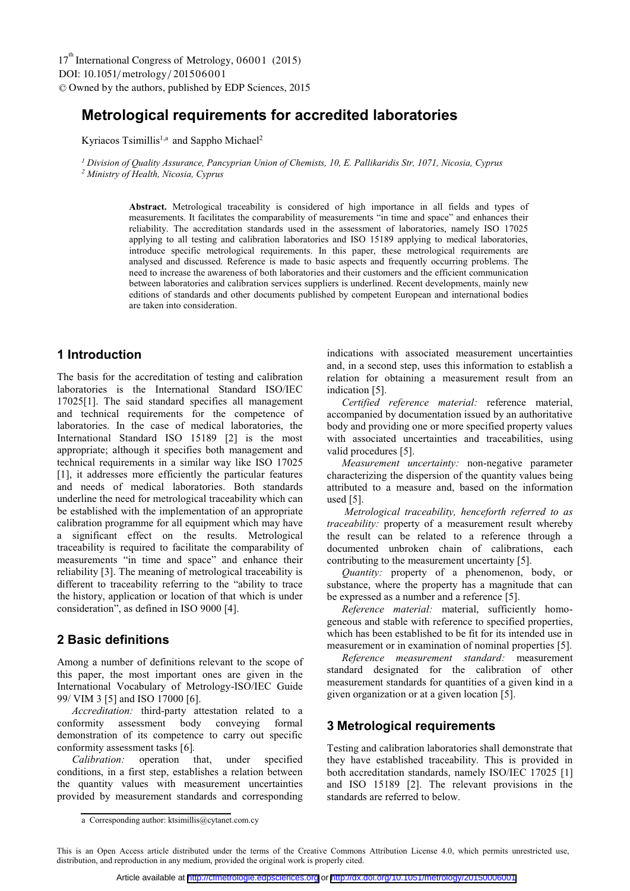# Metrological requirements for accredited laboratories

Kyriacos Tsimillis[1,a] and Sappho Michael[2]

[1] *Division of Quality Assurance, Pancyprian Union of Chemists, 10, E. Pallikaridis Str, 1071, Nicosia, Cyprus*
[2] *Ministry of Health, Nicosia, Cyprus*

**Abstract.** Metrological traceability is considered of high importance in all fields and types of measurements. It facilitates the comparability of measurements "in time and space" and enhances their reliability. The accreditation standards used in the assessment of laboratories, namely ISO 17025 applying to all testing and calibration laboratories and ISO 15189 applying to medical laboratories, introduce specific metrological requirements. In this paper, these metrological requirements are analysed and discussed. Reference is made to basic aspects and frequently occurring problems. The need to increase the awareness of both laboratories and their customers and the efficient communication between laboratories and calibration services suppliers is underlined. Recent developments, mainly new editions of standards and other documents published by competent European and international bodies are taken into consideration.

## 1 Introduction

The basis for the accreditation of testing and calibration laboratories is the International Standard ISO/IEC 17025[1]. The said standard specifies all management and technical requirements for the competence of laboratories. In the case of medical laboratories, the International Standard ISO 15189 [2] is the most appropriate; although it specifies both management and technical requirements in a similar way like ISO 17025 [1], it addresses more efficiently the particular features and needs of medical laboratories. Both standards underline the need for metrological traceability which can be established with the implementation of an appropriate calibration programme for all equipment which may have a significant effect on the results. Metrological traceability is required to facilitate the comparability of measurements "in time and space" and enhance their reliability [3]. The meaning of metrological traceability is different to traceability referring to the "ability to trace the history, application or location of that which is under consideration", as defined in ISO 9000 [4].

## 2 Basic definitions

Among a number of definitions relevant to the scope of this paper, the most important ones are given in the International Vocabulary of Metrology-ISO/IEC Guide 99/ VIM 3 [5] and ISO 17000 [6].

*Accreditation:* third-party attestation related to a conformity assessment body conveying formal demonstration of its competence to carry out specific conformity assessment tasks [6].

*Calibration:* operation that, under specified conditions, in a first step, establishes a relation between the quantity values with measurement uncertainties provided by measurement standards and corresponding indications with associated measurement uncertainties and, in a second step, uses this information to establish a relation for obtaining a measurement result from an indication [5].

*Certified reference material:* reference material, accompanied by documentation issued by an authoritative body and providing one or more specified property values with associated uncertainties and traceabilities, using valid procedures [5].

*Measurement uncertainty:* non-negative parameter characterizing the dispersion of the quantity values being attributed to a measure and, based on the information used [5].

*Metrological traceability, henceforth referred to as traceability:* property of a measurement result whereby the result can be related to a reference through a documented unbroken chain of calibrations, each contributing to the measurement uncertainty [5].

*Quantity:* property of a phenomenon, body, or substance, where the property has a magnitude that can be expressed as a number and a reference [5].

*Reference material:* material, sufficiently homogeneous and stable with reference to specified properties, which has been established to be fit for its intended use in measurement or in examination of nominal properties [5].

*Reference measurement standard:* measurement standard designated for the calibration of other measurement standards for quantities of a given kind in a given organization or at a given location [5].

## 3 Metrological requirements

Testing and calibration laboratories shall demonstrate that they have established traceability. This is provided in both accreditation standards, namely ISO/IEC 17025 [1] and ISO 15189 [2]. The relevant provisions in the standards are referred to below.

---

a Corresponding author: ktsimillis@cytanet.com.cy

This is an Open Access article distributed under the terms of the Creative Commons Attribution License 4.0, which permits unrestricted use, distribution, and reproduction in any medium, provided the original work is properly cited.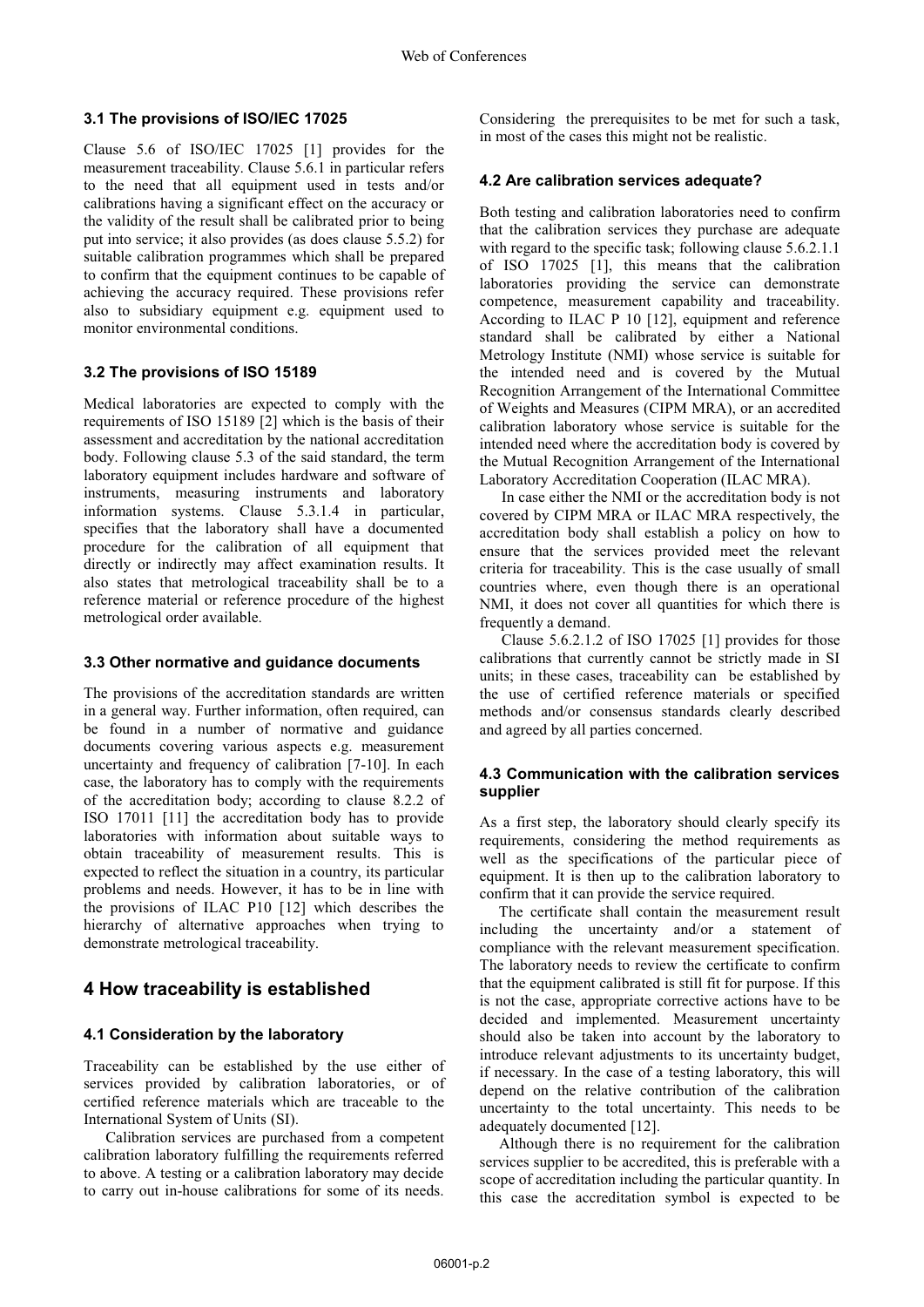### 3.1 The provisions of ISO/IEC 17025

Clause 5.6 of ISO/IEC 17025 [1] provides for the measurement traceability. Clause 5.6.1 in particular refers to the need that all equipment used in tests and/or calibrations having a significant effect on the accuracy or the validity of the result shall be calibrated prior to being put into service; it also provides (as does clause 5.5.2) for suitable calibration programmes which shall be prepared to confirm that the equipment continues to be capable of achieving the accuracy required. These provisions refer also to subsidiary equipment e.g. equipment used to monitor environmental conditions.

### 3.2 The provisions of ISO 15189

Medical laboratories are expected to comply with the requirements of ISO 15189 [2] which is the basis of their assessment and accreditation by the national accreditation body. Following clause 5.3 of the said standard, the term laboratory equipment includes hardware and software of instruments, measuring instruments and laboratory information systems. Clause 5.3.1.4 in particular, specifies that the laboratory shall have a documented procedure for the calibration of all equipment that directly or indirectly may affect examination results. It also states that metrological traceability shall be to a reference material or reference procedure of the highest metrological order available.

### 3.3 Other normative and guidance documents

The provisions of the accreditation standards are written in a general way. Further information, often required, can be found in a number of normative and guidance documents covering various aspects e.g. measurement uncertainty and frequency of calibration [7-10]. In each case, the laboratory has to comply with the requirements of the accreditation body; according to clause 8.2.2 of ISO 17011 [11] the accreditation body has to provide laboratories with information about suitable ways to obtain traceability of measurement results. This is expected to reflect the situation in a country, its particular problems and needs. However, it has to be in line with the provisions of ILAC P10 [12] which describes the hierarchy of alternative approaches when trying to demonstrate metrological traceability.

## 4 How traceability is established

### 4.1 Consideration by the laboratory

Traceability can be established by the use either of services provided by calibration laboratories, or of certified reference materials which are traceable to the International System of Units (SI).

Calibration services are purchased from a competent calibration laboratory fulfilling the requirements referred to above. A testing or a calibration laboratory may decide to carry out in-house calibrations for some of its needs. Considering the prerequisites to be met for such a task, in most of the cases this might not be realistic.

### 4.2 Are calibration services adequate?

Both testing and calibration laboratories need to confirm that the calibration services they purchase are adequate with regard to the specific task; following clause 5.6.2.1.1 of ISO 17025 [1], this means that the calibration laboratories providing the service can demonstrate competence, measurement capability and traceability. According to ILAC P 10 [12], equipment and reference standard shall be calibrated by either a National Metrology Institute (NMI) whose service is suitable for the intended need and is covered by the Mutual Recognition Arrangement of the International Committee of Weights and Measures (CIPM MRA), or an accredited calibration laboratory whose service is suitable for the intended need where the accreditation body is covered by the Mutual Recognition Arrangement of the International Laboratory Accreditation Cooperation (ILAC MRA).

In case either the NMI or the accreditation body is not covered by CIPM MRA or ILAC MRA respectively, the accreditation body shall establish a policy on how to ensure that the services provided meet the relevant criteria for traceability. This is the case usually of small countries where, even though there is an operational NMI, it does not cover all quantities for which there is frequently a demand.

Clause 5.6.2.1.2 of ISO 17025 [1] provides for those calibrations that currently cannot be strictly made in SI units; in these cases, traceability can be established by the use of certified reference materials or specified methods and/or consensus standards clearly described and agreed by all parties concerned.

### 4.3 Communication with the calibration services supplier

As a first step, the laboratory should clearly specify its requirements, considering the method requirements as well as the specifications of the particular piece of equipment. It is then up to the calibration laboratory to confirm that it can provide the service required.

The certificate shall contain the measurement result including the uncertainty and/or a statement of compliance with the relevant measurement specification. The laboratory needs to review the certificate to confirm that the equipment calibrated is still fit for purpose. If this is not the case, appropriate corrective actions have to be decided and implemented. Measurement uncertainty should also be taken into account by the laboratory to introduce relevant adjustments to its uncertainty budget, if necessary. In the case of a testing laboratory, this will depend on the relative contribution of the calibration uncertainty to the total uncertainty. This needs to be adequately documented [12].

Although there is no requirement for the calibration services supplier to be accredited, this is preferable with a scope of accreditation including the particular quantity. In this case the accreditation symbol is expected to be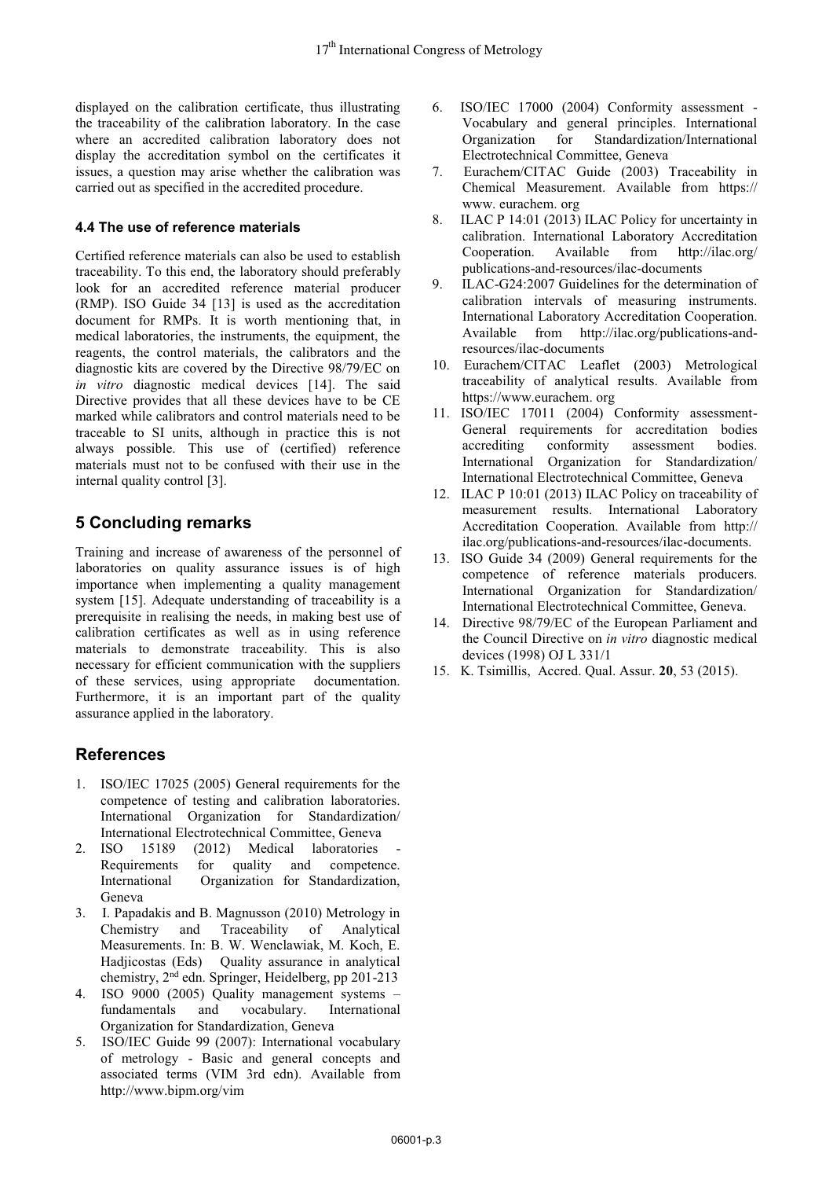displayed on the calibration certificate, thus illustrating the traceability of the calibration laboratory. In the case where an accredited calibration laboratory does not display the accreditation symbol on the certificates it issues, a question may arise whether the calibration was carried out as specified in the accredited procedure.

### 4.4 The use of reference materials

Certified reference materials can also be used to establish traceability. To this end, the laboratory should preferably look for an accredited reference material producer (RMP). ISO Guide 34 [13] is used as the accreditation document for RMPs. It is worth mentioning that, in medical laboratories, the instruments, the equipment, the reagents, the control materials, the calibrators and the diagnostic kits are covered by the Directive 98/79/EC on *in vitro* diagnostic medical devices [14]. The said Directive provides that all these devices have to be CE marked while calibrators and control materials need to be traceable to SI units, although in practice this is not always possible. This use of (certified) reference materials must not to be confused with their use in the internal quality control [3].

## 5 Concluding remarks

Training and increase of awareness of the personnel of laboratories on quality assurance issues is of high importance when implementing a quality management system [15]. Adequate understanding of traceability is a prerequisite in realising the needs, in making best use of calibration certificates as well as in using reference materials to demonstrate traceability. This is also necessary for efficient communication with the suppliers of these services, using appropriate documentation. Furthermore, it is an important part of the quality assurance applied in the laboratory.

## References

1. ISO/IEC 17025 (2005) General requirements for the competence of testing and calibration laboratories. International Organization for Standardization/ International Electrotechnical Committee, Geneva
2. ISO 15189 (2012) Medical laboratories - Requirements for quality and competence. International Organization for Standardization, Geneva
3. I. Papadakis and B. Magnusson (2010) Metrology in Chemistry and Traceability of Analytical Measurements. In: B. W. Wenclawiak, M. Koch, E. Hadjicostas (Eds) Quality assurance in analytical chemistry, 2nd edn. Springer, Heidelberg, pp 201-213
4. ISO 9000 (2005) Quality management systems – fundamentals and vocabulary. International Organization for Standardization, Geneva
5. ISO/IEC Guide 99 (2007): International vocabulary of metrology - Basic and general concepts and associated terms (VIM 3rd edn). Available from http://www.bipm.org/vim
6. ISO/IEC 17000 (2004) Conformity assessment - Vocabulary and general principles. International Organization for Standardization/International Electrotechnical Committee, Geneva
7. Eurachem/CITAC Guide (2003) Traceability in Chemical Measurement. Available from https:// www. eurachem. org
8. ILAC P 14:01 (2013) ILAC Policy for uncertainty in calibration. International Laboratory Accreditation Cooperation. Available from http://ilac.org/ publications-and-resources/ilac-documents
9. ILAC-G24:2007 Guidelines for the determination of calibration intervals of measuring instruments. International Laboratory Accreditation Cooperation. Available from http://ilac.org/publications-and-resources/ilac-documents
10. Eurachem/CITAC Leaflet (2003) Metrological traceability of analytical results. Available from https://www.eurachem. org
11. ISO/IEC 17011 (2004) Conformity assessment- General requirements for accreditation bodies accrediting conformity assessment bodies. International Organization for Standardization/ International Electrotechnical Committee, Geneva
12. ILAC P 10:01 (2013) ILAC Policy on traceability of measurement results. International Laboratory Accreditation Cooperation. Available from http:// ilac.org/publications-and-resources/ilac-documents.
13. ISO Guide 34 (2009) General requirements for the competence of reference materials producers. International Organization for Standardization/ International Electrotechnical Committee, Geneva.
14. Directive 98/79/EC of the European Parliament and the Council Directive on *in vitro* diagnostic medical devices (1998) OJ L 331/1
15. K. Tsimillis, Accred. Qual. Assur. **20**, 53 (2015).